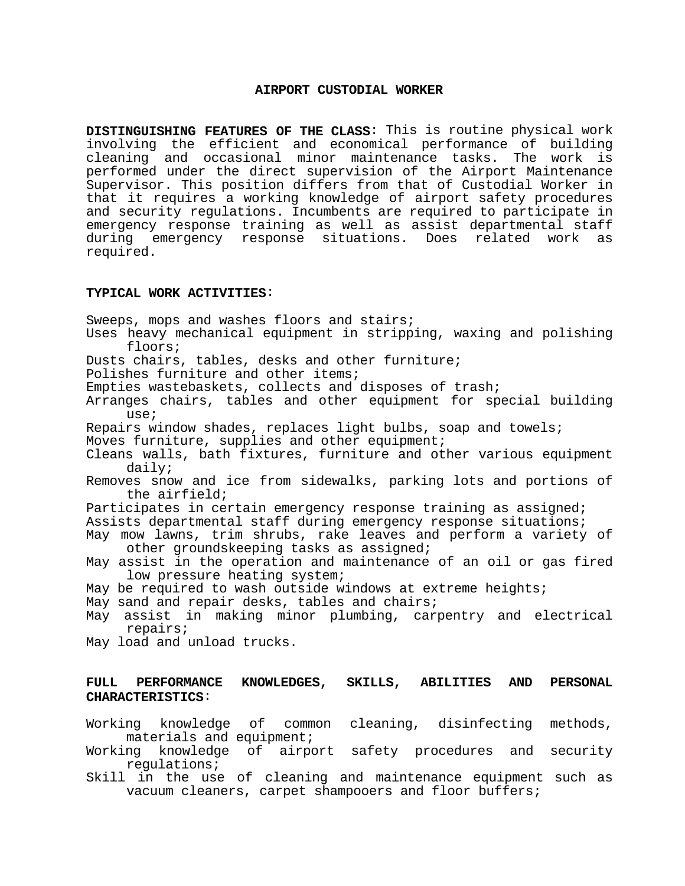# AIRPORT CUSTODIAL WORKER

**DISTINGUISHING FEATURES OF THE CLASS**: This is routine physical work involving the efficient and economical performance of building cleaning and occasional minor maintenance tasks. The work is performed under the direct supervision of the Airport Maintenance Supervisor. This position differs from that of Custodial Worker in that it requires a working knowledge of airport safety procedures and security regulations. Incumbents are required to participate in emergency response training as well as assist departmental staff during emergency response situations. Does related work as required.

**TYPICAL WORK ACTIVITIES**:

Sweeps, mops and washes floors and stairs;
Uses heavy mechanical equipment in stripping, waxing and polishing floors;
Dusts chairs, tables, desks and other furniture;
Polishes furniture and other items;
Empties wastebaskets, collects and disposes of trash;
Arranges chairs, tables and other equipment for special building use;
Repairs window shades, replaces light bulbs, soap and towels;
Moves furniture, supplies and other equipment;
Cleans walls, bath fixtures, furniture and other various equipment daily;
Removes snow and ice from sidewalks, parking lots and portions of the airfield;
Participates in certain emergency response training as assigned;
Assists departmental staff during emergency response situations;
May mow lawns, trim shrubs, rake leaves and perform a variety of other groundskeeping tasks as assigned;
May assist in the operation and maintenance of an oil or gas fired low pressure heating system;
May be required to wash outside windows at extreme heights;
May sand and repair desks, tables and chairs;
May assist in making minor plumbing, carpentry and electrical repairs;
May load and unload trucks.

**FULL PERFORMANCE KNOWLEDGES, SKILLS, ABILITIES AND PERSONAL CHARACTERISTICS**:

Working knowledge of common cleaning, disinfecting methods, materials and equipment;
Working knowledge of airport safety procedures and security regulations;
Skill in the use of cleaning and maintenance equipment such as vacuum cleaners, carpet shampooers and floor buffers;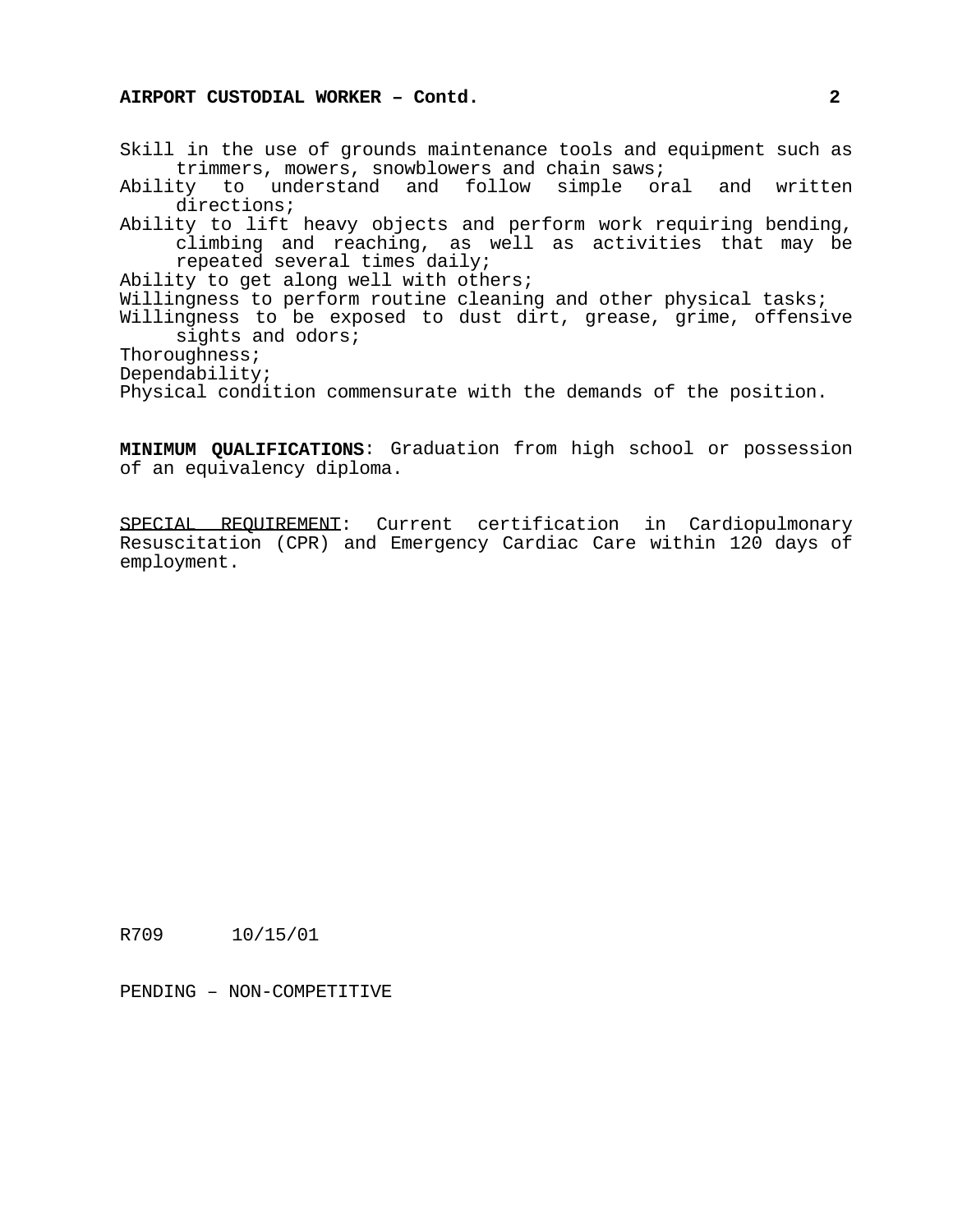Skill in the use of grounds maintenance tools and equipment such as trimmers, mowers, snowblowers and chain saws;
Ability to understand and follow simple oral and written directions;
Ability to lift heavy objects and perform work requiring bending, climbing and reaching, as well as activities that may be repeated several times daily;
Ability to get along well with others;
Willingness to perform routine cleaning and other physical tasks;
Willingness to be exposed to dust dirt, grease, grime, offensive sights and odors;
Thoroughness;
Dependability;
Physical condition commensurate with the demands of the position.

**MINIMUM QUALIFICATIONS**: Graduation from high school or possession of an equivalency diploma.

SPECIAL REQUIREMENT: Current certification in Cardiopulmonary Resuscitation (CPR) and Emergency Cardiac Care within 120 days of employment.

R709 10/15/01

PENDING – NON-COMPETITIVE